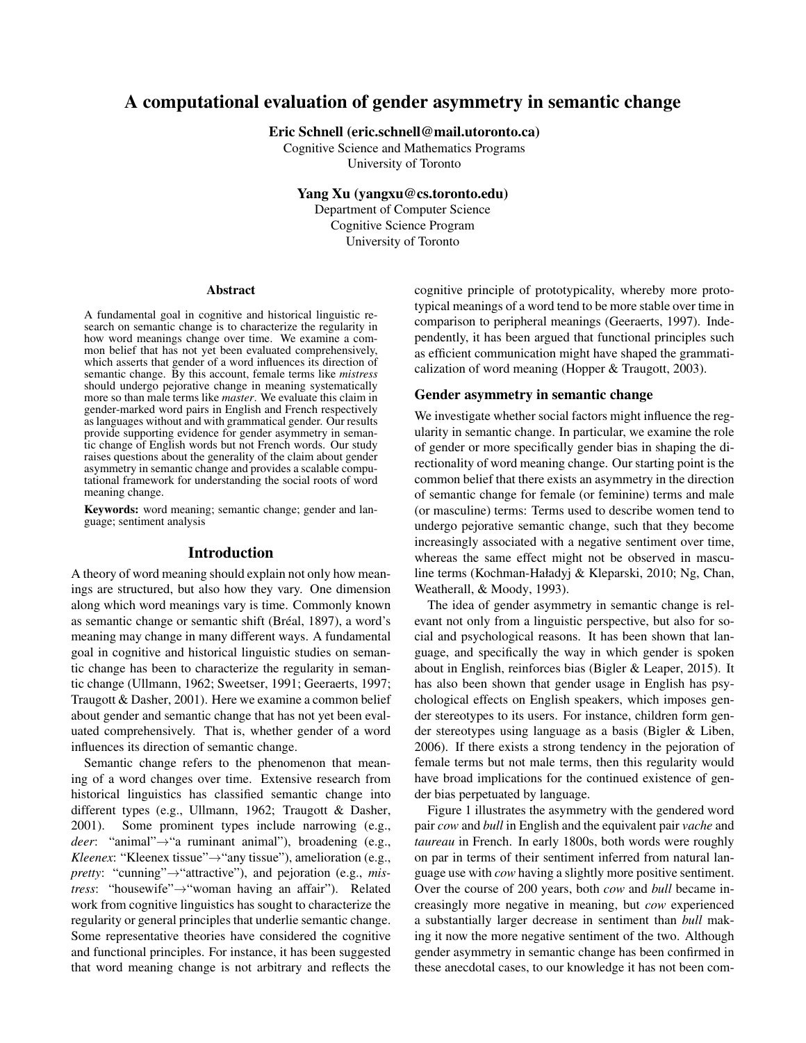# A computational evaluation of gender asymmetry in semantic change

**Eric Schnell (eric.schnell@mail.utoronto.ca)**
Cognitive Science and Mathematics Programs
University of Toronto

**Yang Xu (yangxu@cs.toronto.edu)**
Department of Computer Science
Cognitive Science Program
University of Toronto

## Abstract

A fundamental goal in cognitive and historical linguistic research on semantic change is to characterize the regularity in how word meanings change over time. We examine a common belief that has not yet been evaluated comprehensively, which asserts that gender of a word influences its direction of semantic change. By this account, female terms like *mistress* should undergo pejorative change in meaning systematically more so than male terms like *master*. We evaluate this claim in gender-marked word pairs in English and French respectively as languages without and with grammatical gender. Our results provide supporting evidence for gender asymmetry in semantic change of English words but not French words. Our study raises questions about the generality of the claim about gender asymmetry in semantic change and provides a scalable computational framework for understanding the social roots of word meaning change.

**Keywords:** word meaning; semantic change; gender and language; sentiment analysis

## Introduction

A theory of word meaning should explain not only how meanings are structured, but also how they vary. One dimension along which word meanings vary is time. Commonly known as semantic change or semantic shift (Bréal, 1897), a word's meaning may change in many different ways. A fundamental goal in cognitive and historical linguistic studies on semantic change has been to characterize the regularity in semantic change (Ullmann, 1962; Sweetser, 1991; Geeraerts, 1997; Traugott & Dasher, 2001). Here we examine a common belief about gender and semantic change that has not yet been evaluated comprehensively. That is, whether gender of a word influences its direction of semantic change.

Semantic change refers to the phenomenon that meaning of a word changes over time. Extensive research from historical linguistics has classified semantic change into different types (e.g., Ullmann, 1962; Traugott & Dasher, 2001). Some prominent types include narrowing (e.g., *deer*: "animal"→"a ruminant animal"), broadening (e.g., *Kleenex*: "Kleenex tissue"→"any tissue"), amelioration (e.g., *pretty*: "cunning"→"attractive"), and pejoration (e.g., *mistress*: "housewife"→"woman having an affair"). Related work from cognitive linguistics has sought to characterize the regularity or general principles that underlie semantic change. Some representative theories have considered the cognitive and functional principles. For instance, it has been suggested that word meaning change is not arbitrary and reflects the cognitive principle of prototypicality, whereby more prototypical meanings of a word tend to be more stable over time in comparison to peripheral meanings (Geeraerts, 1997). Independently, it has been argued that functional principles such as efficient communication might have shaped the grammaticalization of word meaning (Hopper & Traugott, 2003).

### Gender asymmetry in semantic change

We investigate whether social factors might influence the regularity in semantic change. In particular, we examine the role of gender or more specifically gender bias in shaping the directionality of word meaning change. Our starting point is the common belief that there exists an asymmetry in the direction of semantic change for female (or feminine) terms and male (or masculine) terms: Terms used to describe women tend to undergo pejorative semantic change, such that they become increasingly associated with a negative sentiment over time, whereas the same effect might not be observed in masculine terms (Kochman-Haładyj & Kleparski, 2010; Ng, Chan, Weatherall, & Moody, 1993).

The idea of gender asymmetry in semantic change is relevant not only from a linguistic perspective, but also for social and psychological reasons. It has been shown that language, and specifically the way in which gender is spoken about in English, reinforces bias (Bigler & Leaper, 2015). It has also been shown that gender usage in English has psychological effects on English speakers, which imposes gender stereotypes to its users. For instance, children form gender stereotypes using language as a basis (Bigler & Liben, 2006). If there exists a strong tendency in the pejoration of female terms but not male terms, then this regularity would have broad implications for the continued existence of gender bias perpetuated by language.

Figure 1 illustrates the asymmetry with the gendered word pair *cow* and *bull* in English and the equivalent pair *vache* and *taureau* in French. In early 1800s, both words were roughly on par in terms of their sentiment inferred from natural language use with *cow* having a slightly more positive sentiment. Over the course of 200 years, both *cow* and *bull* became increasingly more negative in meaning, but *cow* experienced a substantially larger decrease in sentiment than *bull* making it now the more negative sentiment of the two. Although gender asymmetry in semantic change has been confirmed in these anecdotal cases, to our knowledge it has not been com-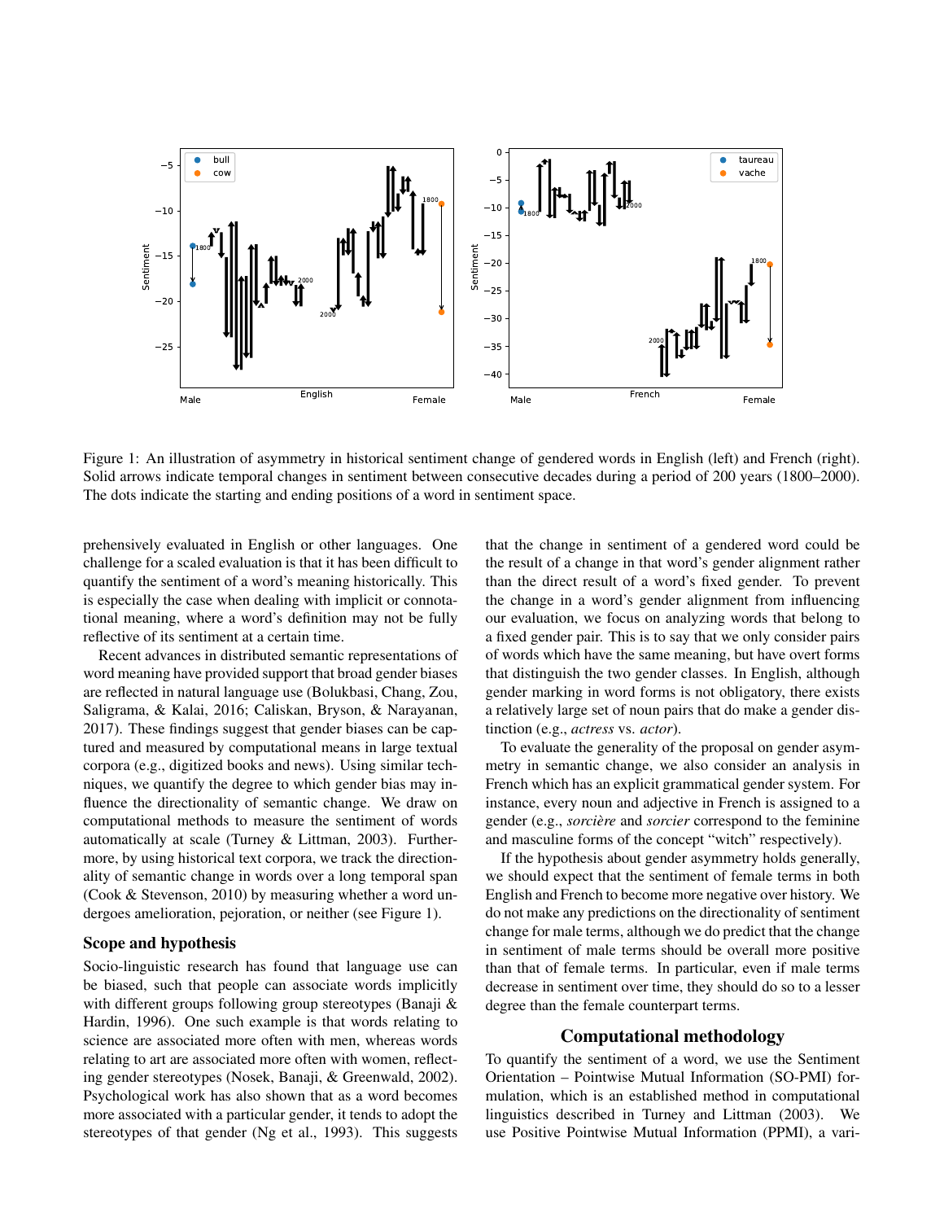Figure 1: An illustration of asymmetry in historical sentiment change of gendered words in English (left) and French (right). Solid arrows indicate temporal changes in sentiment between consecutive decades during a period of 200 years (1800–2000). The dots indicate the starting and ending positions of a word in sentiment space.

prehensively evaluated in English or other languages. One challenge for a scaled evaluation is that it has been difficult to quantify the sentiment of a word's meaning historically. This is especially the case when dealing with implicit or connotational meaning, where a word's definition may not be fully reflective of its sentiment at a certain time.

Recent advances in distributed semantic representations of word meaning have provided support that broad gender biases are reflected in natural language use (Bolukbasi, Chang, Zou, Saligrama, & Kalai, 2016; Caliskan, Bryson, & Narayanan, 2017). These findings suggest that gender biases can be captured and measured by computational means in large textual corpora (e.g., digitized books and news). Using similar techniques, we quantify the degree to which gender bias may influence the directionality of semantic change. We draw on computational methods to measure the sentiment of words automatically at scale (Turney & Littman, 2003). Furthermore, by using historical text corpora, we track the directionality of semantic change in words over a long temporal span (Cook & Stevenson, 2010) by measuring whether a word undergoes amelioration, pejoration, or neither (see Figure 1).

## Scope and hypothesis

Socio-linguistic research has found that language use can be biased, such that people can associate words implicitly with different groups following group stereotypes (Banaji & Hardin, 1996). One such example is that words relating to science are associated more often with men, whereas words relating to art are associated more often with women, reflecting gender stereotypes (Nosek, Banaji, & Greenwald, 2002). Psychological work has also shown that as a word becomes more associated with a particular gender, it tends to adopt the stereotypes of that gender (Ng et al., 1993). This suggests that the change in sentiment of a gendered word could be the result of a change in that word's gender alignment rather than the direct result of a word's fixed gender. To prevent the change in a word's gender alignment from influencing our evaluation, we focus on analyzing words that belong to a fixed gender pair. This is to say that we only consider pairs of words which have the same meaning, but have overt forms that distinguish the two gender classes. In English, although gender marking in word forms is not obligatory, there exists a relatively large set of noun pairs that do make a gender distinction (e.g., *actress* vs. *actor*).

To evaluate the generality of the proposal on gender asymmetry in semantic change, we also consider an analysis in French which has an explicit grammatical gender system. For instance, every noun and adjective in French is assigned to a gender (e.g., *sorcière* and *sorcier* correspond to the feminine and masculine forms of the concept "witch" respectively).

If the hypothesis about gender asymmetry holds generally, we should expect that the sentiment of female terms in both English and French to become more negative over history. We do not make any predictions on the directionality of sentiment change for male terms, although we do predict that the change in sentiment of male terms should be overall more positive than that of female terms. In particular, even if male terms decrease in sentiment over time, they should do so to a lesser degree than the female counterpart terms.

## Computational methodology

To quantify the sentiment of a word, we use the Sentiment Orientation – Pointwise Mutual Information (SO-PMI) formulation, which is an established method in computational linguistics described in Turney and Littman (2003). We use Positive Pointwise Mutual Information (PPMI), a vari-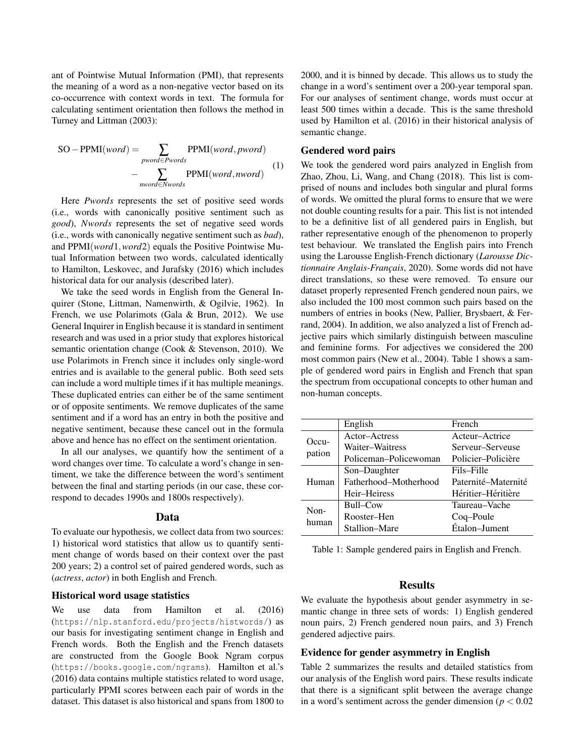ant of Pointwise Mutual Information (PMI), that represents the meaning of a word as a non-negative vector based on its co-occurrence with context words in text. The formula for calculating sentiment orientation then follows the method in Turney and Littman (2003):

$$
\begin{aligned}
\mathrm{SO-PPMI}(word) = & \sum_{pword \in Pwords} \mathrm{PPMI}(word, pword) \\
& - \sum_{nword \in Nwords} \mathrm{PPMI}(word, nword)
\end{aligned}
\quad (1)
$$

Here *Pwords* represents the set of positive seed words (i.e., words with canonically positive sentiment such as *good*), *Nwords* represents the set of negative seed words (i.e., words with canonically negative sentiment such as *bad*), and PPMI(*word*1, *word*2) equals the Positive Pointwise Mutual Information between two words, calculated identically to Hamilton, Leskovec, and Jurafsky (2016) which includes historical data for our analysis (described later).

We take the seed words in English from the General Inquirer (Stone, Littman, Namenwirth, & Ogilvie, 1962). In French, we use Polarimots (Gala & Brun, 2012). We use General Inquirer in English because it is standard in sentiment research and was used in a prior study that explores historical semantic orientation change (Cook & Stevenson, 2010). We use Polarimots in French since it includes only single-word entries and is available to the general public. Both seed sets can include a word multiple times if it has multiple meanings. These duplicated entries can either be of the same sentiment or of opposite sentiments. We remove duplicates of the same sentiment and if a word has an entry in both the positive and negative sentiment, because these cancel out in the formula above and hence has no effect on the sentiment orientation.

In all our analyses, we quantify how the sentiment of a word changes over time. To calculate a word's change in sentiment, we take the difference between the word's sentiment between the final and starting periods (in our case, these correspond to decades 1990s and 1800s respectively).

## Data

To evaluate our hypothesis, we collect data from two sources: 1) historical word statistics that allow us to quantify sentiment change of words based on their context over the past 200 years; 2) a control set of paired gendered words, such as (*actress*, *actor*) in both English and French.

### Historical word usage statistics

We use data from Hamilton et al. (2016) (`https://nlp.stanford.edu/projects/histwords/`) as our basis for investigating sentiment change in English and French words. Both the English and the French datasets are constructed from the Google Book Ngram corpus (`https://books.google.com/ngrams`). Hamilton et al.'s (2016) data contains multiple statistics related to word usage, particularly PPMI scores between each pair of words in the dataset. This dataset is also historical and spans from 1800 to 2000, and it is binned by decade. This allows us to study the change in a word's sentiment over a 200-year temporal span. For our analyses of sentiment change, words must occur at least 500 times within a decade. This is the same threshold used by Hamilton et al. (2016) in their historical analysis of semantic change.

### Gendered word pairs

We took the gendered word pairs analyzed in English from Zhao, Zhou, Li, Wang, and Chang (2018). This list is comprised of nouns and includes both singular and plural forms of words. We omitted the plural forms to ensure that we were not double counting results for a pair. This list is not intended to be a definitive list of all gendered pairs in English, but rather representative enough of the phenomenon to properly test behaviour. We translated the English pairs into French using the Larousse English-French dictionary (*Larousse Dictionnaire Anglais-Français*, 2020). Some words did not have direct translations, so these were removed. To ensure our dataset properly represented French gendered noun pairs, we also included the 100 most common such pairs based on the numbers of entries in books (New, Pallier, Brysbaert, & Ferrand, 2004). In addition, we also analyzed a list of French adjective pairs which similarly distinguish between masculine and feminine forms. For adjectives we considered the 200 most common pairs (New et al., 2004). Table 1 shows a sample of gendered word pairs in English and French that span the spectrum from occupational concepts to other human and non-human concepts.

| | English | French |
|---|---|---|
| Occupation | Actor–Actress | Acteur–Actrice |
| | Waiter–Waitress | Serveur–Serveuse |
| | Policeman–Policewoman | Policier–Policière |
| Human | Son–Daughter | Fils–Fille |
| | Fatherhood–Motherhood | Paternité–Maternité |
| | Heir–Heiress | Héritier–Héritière |
| Non-human | Bull–Cow | Taureau–Vache |
| | Rooster–Hen | Coq–Poule |
| | Stallion–Mare | Étalon–Jument |

Table 1: Sample gendered pairs in English and French.

## Results

We evaluate the hypothesis about gender asymmetry in semantic change in three sets of words: 1) English gendered noun pairs, 2) French gendered noun pairs, and 3) French gendered adjective pairs.

### Evidence for gender asymmetry in English

Table 2 summarizes the results and detailed statistics from our analysis of the English word pairs. These results indicate that there is a significant split between the average change in a word's sentiment across the gender dimension ($p < 0.02$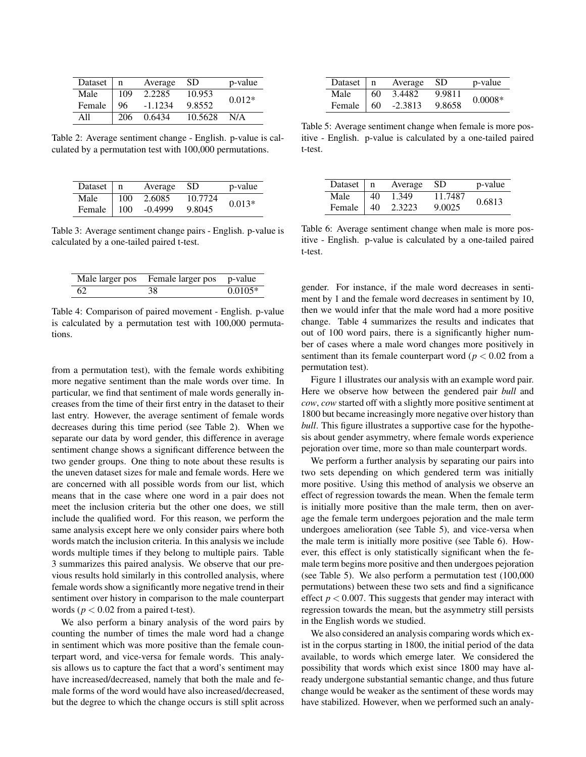| Dataset | n | Average | SD | p-value |
|---|---|---|---|---|
| Male | 109 | 2.2285 | 10.953 | 0.012* |
| Female | 96 | -1.1234 | 9.8552 | |
| All | 206 | 0.6434 | 10.5628 | N/A |

Table 2: Average sentiment change - English. p-value is calculated by a permutation test with 100,000 permutations.

| Dataset | n | Average | SD | p-value |
|---|---|---|---|---|
| Male | 100 | 2.6085 | 10.7724 | 0.013* |
| Female | 100 | -0.4999 | 9.8045 | |

Table 3: Average sentiment change pairs - English. p-value is calculated by a one-tailed paired t-test.

| Male larger pos | Female larger pos | p-value |
|---|---|---|
| 62 | 38 | 0.0105* |

Table 4: Comparison of paired movement - English. p-value is calculated by a permutation test with 100,000 permutations.

from a permutation test), with the female words exhibiting more negative sentiment than the male words over time. In particular, we find that sentiment of male words generally increases from the time of their first entry in the dataset to their last entry. However, the average sentiment of female words decreases during this time period (see Table 2). When we separate our data by word gender, this difference in average sentiment change shows a significant difference between the two gender groups. One thing to note about these results is the uneven dataset sizes for male and female words. Here we are concerned with all possible words from our list, which means that in the case where one word in a pair does not meet the inclusion criteria but the other one does, we still include the qualified word. For this reason, we perform the same analysis except here we only consider pairs where both words match the inclusion criteria. In this analysis we include words multiple times if they belong to multiple pairs. Table 3 summarizes this paired analysis. We observe that our previous results hold similarly in this controlled analysis, where female words show a significantly more negative trend in their sentiment over history in comparison to the male counterpart words ($p < 0.02$ from a paired t-test).

We also perform a binary analysis of the word pairs by counting the number of times the male word had a change in sentiment which was more positive than the female counterpart word, and vice-versa for female words. This analysis allows us to capture the fact that a word's sentiment may have increased/decreased, namely that both the male and female forms of the word would have also increased/decreased, but the degree to which the change occurs is still split across gender. For instance, if the male word decreases in sentiment by 1 and the female word decreases in sentiment by 10, then we would infer that the male word had a more positive change. Table 4 summarizes the results and indicates that out of 100 word pairs, there is a significantly higher number of cases where a male word changes more positively in sentiment than its female counterpart word ($p < 0.02$ from a permutation test).

Figure 1 illustrates our analysis with an example word pair. Here we observe how between the gendered pair *bull* and *cow*, *cow* started off with a slightly more positive sentiment at 1800 but became increasingly more negative over history than *bull*. This figure illustrates a supportive case for the hypothesis about gender asymmetry, where female words experience pejoration over time, more so than male counterpart words.

| Dataset | n | Average | SD | p-value |
|---|---|---|---|---|
| Male | 60 | 3.4482 | 9.9811 | 0.0008* |
| Female | 60 | -2.3813 | 9.8658 | |

Table 5: Average sentiment change when female is more positive - English. p-value is calculated by a one-tailed paired t-test.

| Dataset | n | Average | SD | p-value |
|---|---|---|---|---|
| Male | 40 | 1.349 | 11.7487 | 0.6813 |
| Female | 40 | 2.3223 | 9.0025 | |

Table 6: Average sentiment change when male is more positive - English. p-value is calculated by a one-tailed paired t-test.

We perform a further analysis by separating our pairs into two sets depending on which gendered term was initially more positive. Using this method of analysis we observe an effect of regression towards the mean. When the female term is initially more positive than the male term, then on average the female term undergoes pejoration and the male term undergoes amelioration (see Table 5), and vice-versa when the male term is initially more positive (see Table 6). However, this effect is only statistically significant when the female term begins more positive and then undergoes pejoration (see Table 5). We also perform a permutation test (100,000 permutations) between these two sets and find a significance effect $p < 0.007$. This suggests that gender may interact with regression towards the mean, but the asymmetry still persists in the English words we studied.

We also considered an analysis comparing words which exist in the corpus starting in 1800, the initial period of the data available, to words which emerge later. We considered the possibility that words which exist since 1800 may have already undergone substantial semantic change, and thus future change would be weaker as the sentiment of these words may have stabilized. However, when we performed such an analy-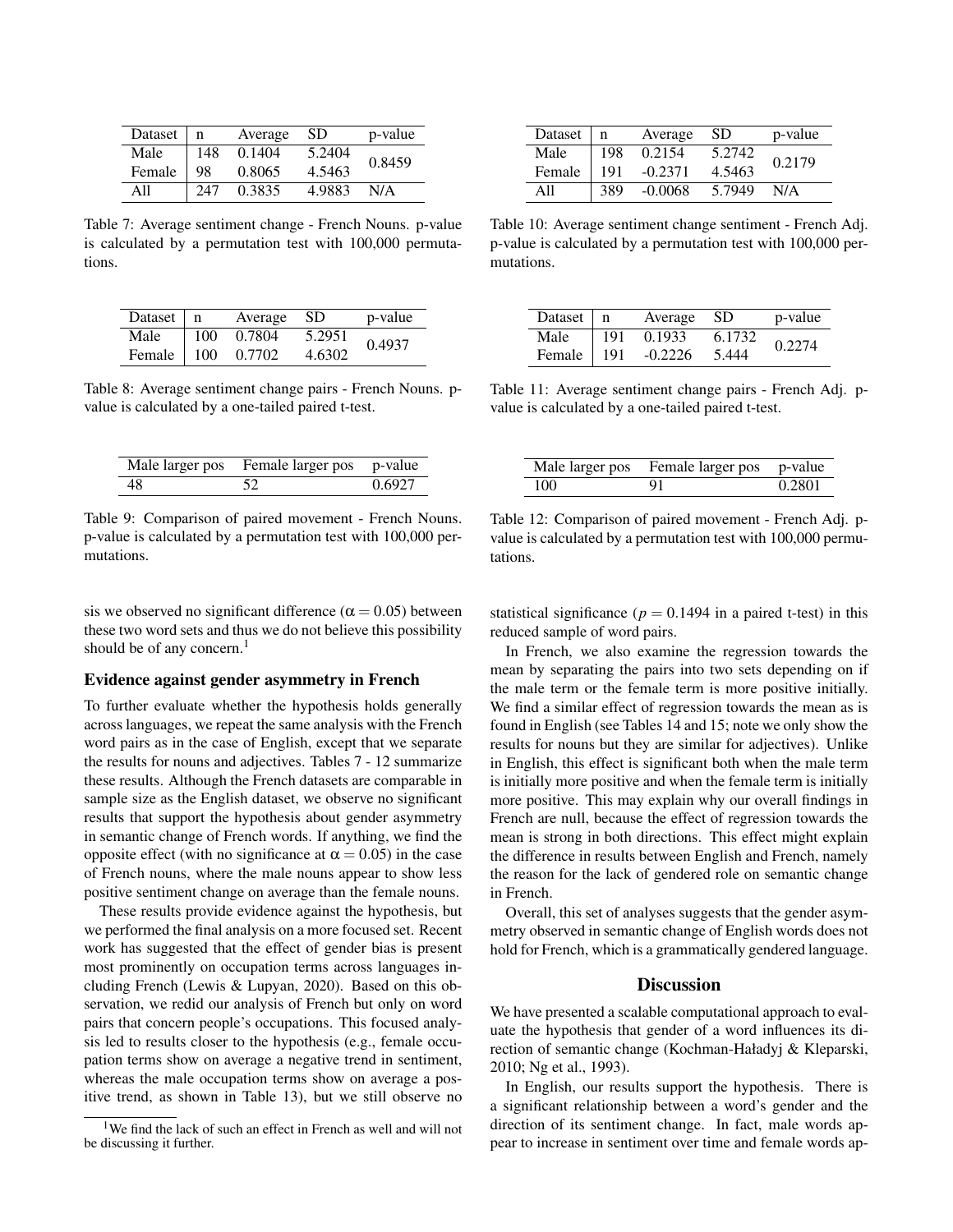| Dataset | n | Average | SD | p-value |
|---|---|---|---|---|
| Male | 148 | 0.1404 | 5.2404 | 0.8459 |
| Female | 98 | 0.8065 | 4.5463 | |
| All | 247 | 0.3835 | 4.9883 | N/A |

Table 7: Average sentiment change - French Nouns. p-value is calculated by a permutation test with 100,000 permutations.

| Dataset | n | Average | SD | p-value |
|---|---|---|---|---|
| Male | 100 | 0.7804 | 5.2951 | 0.4937 |
| Female | 100 | 0.7702 | 4.6302 | |

Table 8: Average sentiment change pairs - French Nouns. p-value is calculated by a one-tailed paired t-test.

| Male larger pos | Female larger pos | p-value |
|---|---|---|
| 48 | 52 | 0.6927 |

Table 9: Comparison of paired movement - French Nouns. p-value is calculated by a permutation test with 100,000 permutations.

| Dataset | n | Average | SD | p-value |
|---|---|---|---|---|
| Male | 198 | 0.2154 | 5.2742 | 0.2179 |
| Female | 191 | -0.2371 | 4.5463 | |
| All | 389 | -0.0068 | 5.7949 | N/A |

Table 10: Average sentiment change sentiment - French Adj. p-value is calculated by a permutation test with 100,000 permutations.

| Dataset | n | Average | SD | p-value |
|---|---|---|---|---|
| Male | 191 | 0.1933 | 6.1732 | 0.2274 |
| Female | 191 | -0.2226 | 5.444 | |

Table 11: Average sentiment change pairs - French Adj. p-value is calculated by a one-tailed paired t-test.

| Male larger pos | Female larger pos | p-value |
|---|---|---|
| 100 | 91 | 0.2801 |

Table 12: Comparison of paired movement - French Adj. p-value is calculated by a permutation test with 100,000 permutations.

sis we observed no significant difference ($\alpha = 0.05$) between these two word sets and thus we do not believe this possibility should be of any concern.[1]

### Evidence against gender asymmetry in French

To further evaluate whether the hypothesis holds generally across languages, we repeat the same analysis with the French word pairs as in the case of English, except that we separate the results for nouns and adjectives. Tables 7 - 12 summarize these results. Although the French datasets are comparable in sample size as the English dataset, we observe no significant results that support the hypothesis about gender asymmetry in semantic change of French words. If anything, we find the opposite effect (with no significance at $\alpha = 0.05$) in the case of French nouns, where the male nouns appear to show less positive sentiment change on average than the female nouns.

These results provide evidence against the hypothesis, but we performed the final analysis on a more focused set. Recent work has suggested that the effect of gender bias is present most prominently on occupation terms across languages including French (Lewis & Lupyan, 2020). Based on this observation, we redid our analysis of French but only on word pairs that concern people's occupations. This focused analysis led to results closer to the hypothesis (e.g., female occupation terms show on average a negative trend in sentiment, whereas the male occupation terms show on average a positive trend, as shown in Table 13), but we still observe no statistical significance ($p = 0.1494$ in a paired t-test) in this reduced sample of word pairs.

In French, we also examine the regression towards the mean by separating the pairs into two sets depending on if the male term or the female term is more positive initially. We find a similar effect of regression towards the mean as is found in English (see Tables 14 and 15; note we only show the results for nouns but they are similar for adjectives). Unlike in English, this effect is significant both when the male term is initially more positive and when the female term is initially more positive. This may explain why our overall findings in French are null, because the effect of regression towards the mean is strong in both directions. This effect might explain the difference in results between English and French, namely the reason for the lack of gendered role on semantic change in French.

Overall, this set of analyses suggests that the gender asymmetry observed in semantic change of English words does not hold for French, which is a grammatically gendered language.

## Discussion

We have presented a scalable computational approach to evaluate the hypothesis that gender of a word influences its direction of semantic change (Kochman-Haładyj & Kleparski, 2010; Ng et al., 1993).

In English, our results support the hypothesis. There is a significant relationship between a word's gender and the direction of its sentiment change. In fact, male words appear to increase in sentiment over time and female words ap-

[1] We find the lack of such an effect in French as well and will not be discussing it further.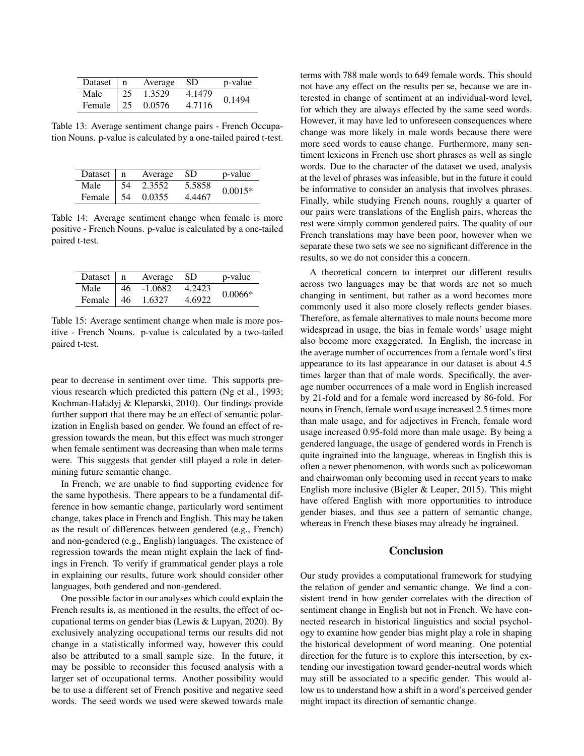| Dataset | n | Average | SD | p-value |
| --- | --- | --- | --- | --- |
| Male | 25 | 1.3529 | 4.1479 | 0.1494 |
| Female | 25 | 0.0576 | 4.7116 | |

Table 13: Average sentiment change pairs - French Occupation Nouns. p-value is calculated by a one-tailed paired t-test.

| Dataset | n | Average | SD | p-value |
| --- | --- | --- | --- | --- |
| Male | 54 | 2.3552 | 5.5858 | 0.0015* |
| Female | 54 | 0.0355 | 4.4467 | |

Table 14: Average sentiment change when female is more positive - French Nouns. p-value is calculated by a one-tailed paired t-test.

| Dataset | n | Average | SD | p-value |
| --- | --- | --- | --- | --- |
| Male | 46 | -1.0682 | 4.2423 | 0.0066* |
| Female | 46 | 1.6327 | 4.6922 | |

Table 15: Average sentiment change when male is more positive - French Nouns. p-value is calculated by a two-tailed paired t-test.

pear to decrease in sentiment over time. This supports previous research which predicted this pattern (Ng et al., 1993; Kochman-Haładyj & Kleparski, 2010). Our findings provide further support that there may be an effect of semantic polarization in English based on gender. We found an effect of regression towards the mean, but this effect was much stronger when female sentiment was decreasing than when male terms were. This suggests that gender still played a role in determining future semantic change.

In French, we are unable to find supporting evidence for the same hypothesis. There appears to be a fundamental difference in how semantic change, particularly word sentiment change, takes place in French and English. This may be taken as the result of differences between gendered (e.g., French) and non-gendered (e.g., English) languages. The existence of regression towards the mean might explain the lack of findings in French. To verify if grammatical gender plays a role in explaining our results, future work should consider other languages, both gendered and non-gendered.

One possible factor in our analyses which could explain the French results is, as mentioned in the results, the effect of occupational terms on gender bias (Lewis & Lupyan, 2020). By exclusively analyzing occupational terms our results did not change in a statistically informed way, however this could also be attributed to a small sample size. In the future, it may be possible to reconsider this focused analysis with a larger set of occupational terms. Another possibility would be to use a different set of French positive and negative seed words. The seed words we used were skewed towards male terms with 788 male words to 649 female words. This should not have any effect on the results per se, because we are interested in change of sentiment at an individual-word level, for which they are always effected by the same seed words. However, it may have led to unforeseen consequences where change was more likely in male words because there were more seed words to cause change. Furthermore, many sentiment lexicons in French use short phrases as well as single words. Due to the character of the dataset we used, analysis at the level of phrases was infeasible, but in the future it could be informative to consider an analysis that involves phrases. Finally, while studying French nouns, roughly a quarter of our pairs were translations of the English pairs, whereas the rest were simply common gendered pairs. The quality of our French translations may have been poor, however when we separate these two sets we see no significant difference in the results, so we do not consider this a concern.

A theoretical concern to interpret our different results across two languages may be that words are not so much changing in sentiment, but rather as a word becomes more commonly used it also more closely reflects gender biases. Therefore, as female alternatives to male nouns become more widespread in usage, the bias in female words' usage might also become more exaggerated. In English, the increase in the average number of occurrences from a female word's first appearance to its last appearance in our dataset is about 4.5 times larger than that of male words. Specifically, the average number occurrences of a male word in English increased by 21-fold and for a female word increased by 86-fold. For nouns in French, female word usage increased 2.5 times more than male usage, and for adjectives in French, female word usage increased 0.95-fold more than male usage. By being a gendered language, the usage of gendered words in French is quite ingrained into the language, whereas in English this is often a newer phenomenon, with words such as policewoman and chairwoman only becoming used in recent years to make English more inclusive (Bigler & Leaper, 2015). This might have offered English with more opportunities to introduce gender biases, and thus see a pattern of semantic change, whereas in French these biases may already be ingrained.

## Conclusion

Our study provides a computational framework for studying the relation of gender and semantic change. We find a consistent trend in how gender correlates with the direction of sentiment change in English but not in French. We have connected research in historical linguistics and social psychology to examine how gender bias might play a role in shaping the historical development of word meaning. One potential direction for the future is to explore this intersection, by extending our investigation toward gender-neutral words which may still be associated to a specific gender. This would allow us to understand how a shift in a word's perceived gender might impact its direction of semantic change.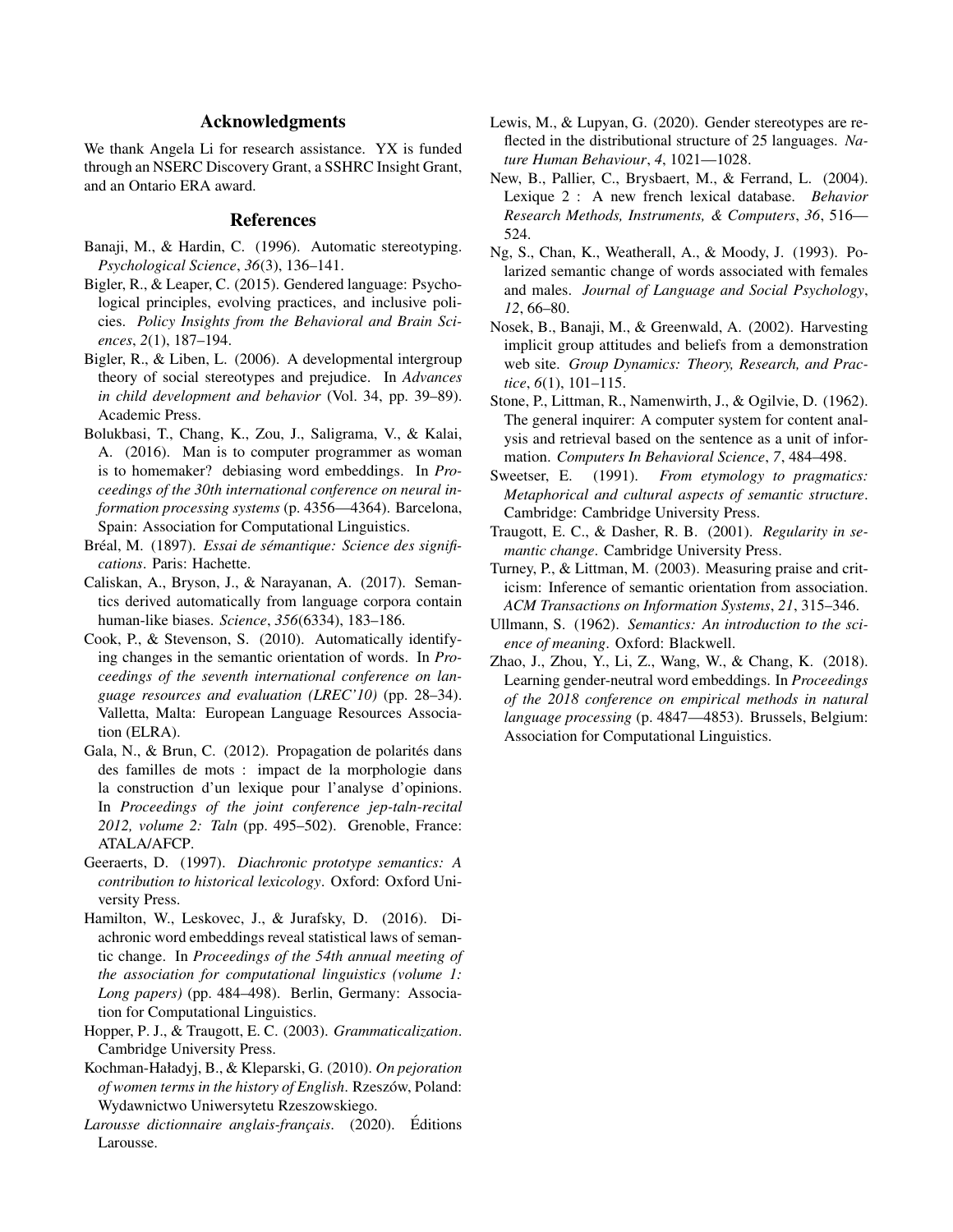## Acknowledgments

We thank Angela Li for research assistance. YX is funded through an NSERC Discovery Grant, a SSHRC Insight Grant, and an Ontario ERA award.

## References

Banaji, M., & Hardin, C. (1996). Automatic stereotyping. *Psychological Science*, *36*(3), 136–141.

Bigler, R., & Leaper, C. (2015). Gendered language: Psychological principles, evolving practices, and inclusive policies. *Policy Insights from the Behavioral and Brain Sciences*, *2*(1), 187–194.

Bigler, R., & Liben, L. (2006). A developmental intergroup theory of social stereotypes and prejudice. In *Advances in child development and behavior* (Vol. 34, pp. 39–89). Academic Press.

Bolukbasi, T., Chang, K., Zou, J., Saligrama, V., & Kalai, A. (2016). Man is to computer programmer as woman is to homemaker? debiasing word embeddings. In *Proceedings of the 30th international conference on neural information processing systems* (p. 4356—4364). Barcelona, Spain: Association for Computational Linguistics.

Bréal, M. (1897). *Essai de sémantique: Science des significations*. Paris: Hachette.

Caliskan, A., Bryson, J., & Narayanan, A. (2017). Semantics derived automatically from language corpora contain human-like biases. *Science*, *356*(6334), 183–186.

Cook, P., & Stevenson, S. (2010). Automatically identifying changes in the semantic orientation of words. In *Proceedings of the seventh international conference on language resources and evaluation (LREC'10)* (pp. 28–34). Valletta, Malta: European Language Resources Association (ELRA).

Gala, N., & Brun, C. (2012). Propagation de polarités dans des familles de mots : impact de la morphologie dans la construction d'un lexique pour l'analyse d'opinions. In *Proceedings of the joint conference jep-taln-recital 2012, volume 2: Taln* (pp. 495–502). Grenoble, France: ATALA/AFCP.

Geeraerts, D. (1997). *Diachronic prototype semantics: A contribution to historical lexicology*. Oxford: Oxford University Press.

Hamilton, W., Leskovec, J., & Jurafsky, D. (2016). Diachronic word embeddings reveal statistical laws of semantic change. In *Proceedings of the 54th annual meeting of the association for computational linguistics (volume 1: Long papers)* (pp. 484–498). Berlin, Germany: Association for Computational Linguistics.

Hopper, P. J., & Traugott, E. C. (2003). *Grammaticalization*. Cambridge University Press.

Kochman-Haładyj, B., & Kleparski, G. (2010). *On pejoration of women terms in the history of English*. Rzeszów, Poland: Wydawnictwo Uniwersytetu Rzeszowskiego.

*Larousse dictionnaire anglais-français*. (2020). Éditions Larousse.

Lewis, M., & Lupyan, G. (2020). Gender stereotypes are reflected in the distributional structure of 25 languages. *Nature Human Behaviour*, *4*, 1021—1028.

New, B., Pallier, C., Brysbaert, M., & Ferrand, L. (2004). Lexique 2 : A new french lexical database. *Behavior Research Methods, Instruments, & Computers*, *36*, 516—524.

Ng, S., Chan, K., Weatherall, A., & Moody, J. (1993). Polarized semantic change of words associated with females and males. *Journal of Language and Social Psychology*, *12*, 66–80.

Nosek, B., Banaji, M., & Greenwald, A. (2002). Harvesting implicit group attitudes and beliefs from a demonstration web site. *Group Dynamics: Theory, Research, and Practice*, *6*(1), 101–115.

Stone, P., Littman, R., Namenwirth, J., & Ogilvie, D. (1962). The general inquirer: A computer system for content analysis and retrieval based on the sentence as a unit of information. *Computers In Behavioral Science*, *7*, 484–498.

Sweetser, E. (1991). *From etymology to pragmatics: Metaphorical and cultural aspects of semantic structure*. Cambridge: Cambridge University Press.

Traugott, E. C., & Dasher, R. B. (2001). *Regularity in semantic change*. Cambridge University Press.

Turney, P., & Littman, M. (2003). Measuring praise and criticism: Inference of semantic orientation from association. *ACM Transactions on Information Systems*, *21*, 315–346.

Ullmann, S. (1962). *Semantics: An introduction to the science of meaning*. Oxford: Blackwell.

Zhao, J., Zhou, Y., Li, Z., Wang, W., & Chang, K. (2018). Learning gender-neutral word embeddings. In *Proceedings of the 2018 conference on empirical methods in natural language processing* (p. 4847—4853). Brussels, Belgium: Association for Computational Linguistics.